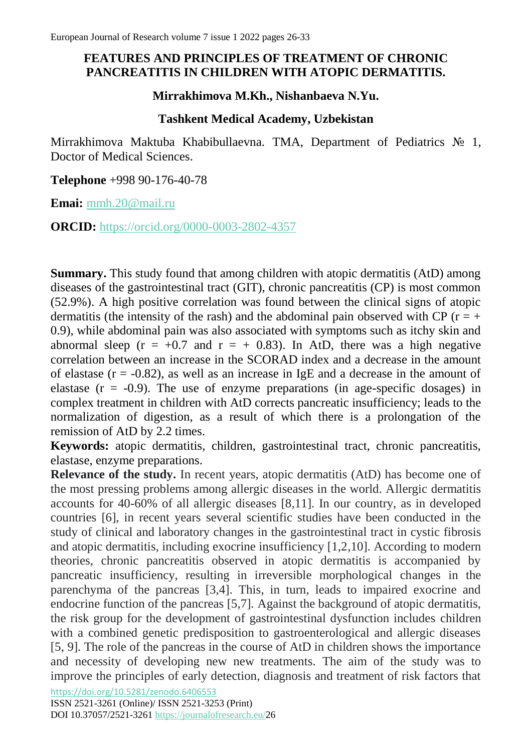# FEATURES AND PRINCIPLES OF TREATMENT OF CHRONIC PANCREATITIS IN CHILDREN WITH ATOPIC DERMATITIS.

**Mirrakhimova M.Kh., Nishanbaeva N.Yu.**

**Tashkent Medical Academy, Uzbekistan**

Mirrakhimova Maktuba Khabibullaevna. TMA, Department of Pediatrics № 1, Doctor of Medical Sciences.

**Telephone** +998 90-176-40-78

**Emai:** mmh.20@mail.ru

**ORCID:** https://orcid.org/0000-0003-2802-4357

**Summary.** This study found that among children with atopic dermatitis (AtD) among diseases of the gastrointestinal tract (GIT), chronic pancreatitis (CP) is most common (52.9%). A high positive correlation was found between the clinical signs of atopic dermatitis (the intensity of the rash) and the abdominal pain observed with CP ($r = +0.9$), while abdominal pain was also associated with symptoms such as itchy skin and abnormal sleep ($r = +0.7$ and $r = +0.83$). In AtD, there was a high negative correlation between an increase in the SCORAD index and a decrease in the amount of elastase ($r = -0.82$), as well as an increase in IgE and a decrease in the amount of elastase ($r = -0.9$). The use of enzyme preparations (in age-specific dosages) in complex treatment in children with AtD corrects pancreatic insufficiency; leads to the normalization of digestion, as a result of which there is a prolongation of the remission of AtD by 2.2 times.

**Keywords:** atopic dermatitis, children, gastrointestinal tract, chronic pancreatitis, elastase, enzyme preparations.

**Relevance of the study.** In recent years, atopic dermatitis (AtD) has become one of the most pressing problems among allergic diseases in the world. Allergic dermatitis accounts for 40-60% of all allergic diseases [8,11]. In our country, as in developed countries [6], in recent years several scientific studies have been conducted in the study of clinical and laboratory changes in the gastrointestinal tract in cystic fibrosis and atopic dermatitis, including exocrine insufficiency [1,2,10]. According to modern theories, chronic pancreatitis observed in atopic dermatitis is accompanied by pancreatic insufficiency, resulting in irreversible morphological changes in the parenchyma of the pancreas [3,4]. This, in turn, leads to impaired exocrine and endocrine function of the pancreas [5,7]. Against the background of atopic dermatitis, the risk group for the development of gastrointestinal dysfunction includes children with a combined genetic predisposition to gastroenterological and allergic diseases [5, 9]. The role of the pancreas in the course of AtD in children shows the importance and necessity of developing new new treatments. The aim of the study was to improve the principles of early detection, diagnosis and treatment of risk factors that

https://doi.org/10.5281/zenodo.6406553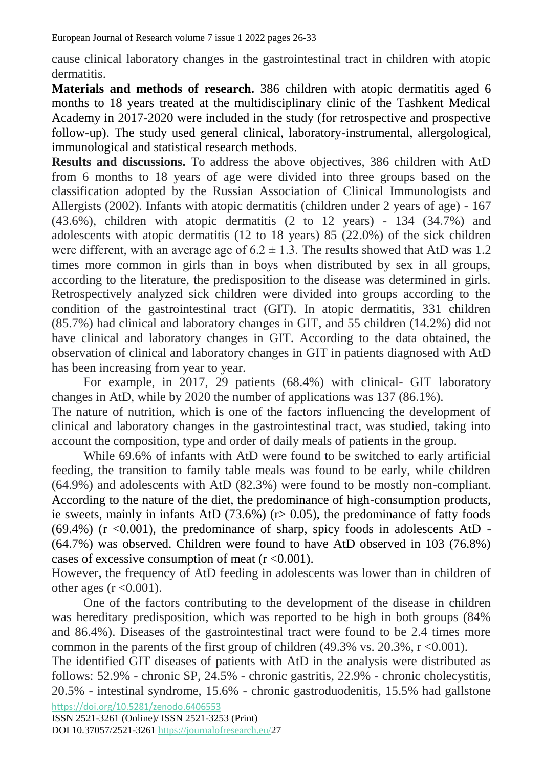cause clinical laboratory changes in the gastrointestinal tract in children with atopic dermatitis.

**Materials and methods of research.** 386 children with atopic dermatitis aged 6 months to 18 years treated at the multidisciplinary clinic of the Tashkent Medical Academy in 2017-2020 were included in the study (for retrospective and prospective follow-up). The study used general clinical, laboratory-instrumental, allergological, immunological and statistical research methods.

**Results and discussions.** To address the above objectives, 386 children with AtD from 6 months to 18 years of age were divided into three groups based on the classification adopted by the Russian Association of Clinical Immunologists and Allergists (2002). Infants with atopic dermatitis (children under 2 years of age) - 167 (43.6%), children with atopic dermatitis (2 to 12 years) - 134 (34.7%) and adolescents with atopic dermatitis (12 to 18 years) 85 (22.0%) of the sick children were different, with an average age of $6.2 \pm 1.3$. The results showed that AtD was 1.2 times more common in girls than in boys when distributed by sex in all groups, according to the literature, the predisposition to the disease was determined in girls. Retrospectively analyzed sick children were divided into groups according to the condition of the gastrointestinal tract (GIT). In atopic dermatitis, 331 children (85.7%) had clinical and laboratory changes in GIT, and 55 children (14.2%) did not have clinical and laboratory changes in GIT. According to the data obtained, the observation of clinical and laboratory changes in GIT in patients diagnosed with AtD has been increasing from year to year.

For example, in 2017, 29 patients (68.4%) with clinical- GIT laboratory changes in AtD, while by 2020 the number of applications was 137 (86.1%).

The nature of nutrition, which is one of the factors influencing the development of clinical and laboratory changes in the gastrointestinal tract, was studied, taking into account the composition, type and order of daily meals of patients in the group.

While 69.6% of infants with AtD were found to be switched to early artificial feeding, the transition to family table meals was found to be early, while children (64.9%) and adolescents with AtD (82.3%) were found to be mostly non-compliant. According to the nature of the diet, the predominance of high-consumption products, ie sweets, mainly in infants AtD (73.6%) ($r > 0.05$), the predominance of fatty foods (69.4%) ($r < 0.001$), the predominance of sharp, spicy foods in adolescents AtD - (64.7%) was observed. Children were found to have AtD observed in 103 (76.8%) cases of excessive consumption of meat ($r < 0.001$).

However, the frequency of AtD feeding in adolescents was lower than in children of other ages ($r < 0.001$).

One of the factors contributing to the development of the disease in children was hereditary predisposition, which was reported to be high in both groups (84% and 86.4%). Diseases of the gastrointestinal tract were found to be 2.4 times more common in the parents of the first group of children (49.3% vs. 20.3%, $r < 0.001$).

The identified GIT diseases of patients with AtD in the analysis were distributed as follows: 52.9% - chronic SP, 24.5% - chronic gastritis, 22.9% - chronic cholecystitis, 20.5% - intestinal syndrome, 15.6% - chronic gastroduodenitis, 15.5% had gallstone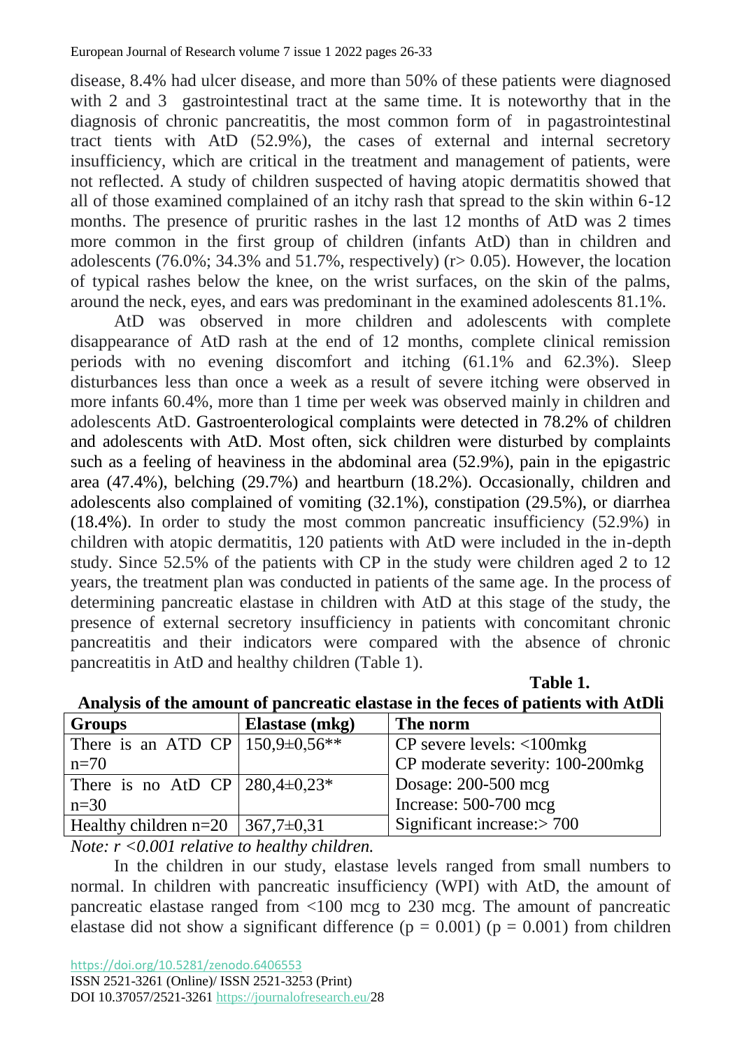disease, 8.4% had ulcer disease, and more than 50% of these patients were diagnosed with 2 and 3 gastrointestinal tract at the same time. It is noteworthy that in the diagnosis of chronic pancreatitis, the most common form of in pagastrointestinal tract tients with AtD (52.9%), the cases of external and internal secretory insufficiency, which are critical in the treatment and management of patients, were not reflected. A study of children suspected of having atopic dermatitis showed that all of those examined complained of an itchy rash that spread to the skin within 6-12 months. The presence of pruritic rashes in the last 12 months of AtD was 2 times more common in the first group of children (infants AtD) than in children and adolescents (76.0%; 34.3% and 51.7%, respectively) ($r > 0.05$). However, the location of typical rashes below the knee, on the wrist surfaces, on the skin of the palms, around the neck, eyes, and ears was predominant in the examined adolescents 81.1%.

AtD was observed in more children and adolescents with complete disappearance of AtD rash at the end of 12 months, complete clinical remission periods with no evening discomfort and itching (61.1% and 62.3%). Sleep disturbances less than once a week as a result of severe itching were observed in more infants 60.4%, more than 1 time per week was observed mainly in children and adolescents AtD. Gastroenterological complaints were detected in 78.2% of children and adolescents with AtD. Most often, sick children were disturbed by complaints such as a feeling of heaviness in the abdominal area (52.9%), pain in the epigastric area (47.4%), belching (29.7%) and heartburn (18.2%). Occasionally, children and adolescents also complained of vomiting (32.1%), constipation (29.5%), or diarrhea (18.4%). In order to study the most common pancreatic insufficiency (52.9%) in children with atopic dermatitis, 120 patients with AtD were included in the in-depth study. Since 52.5% of the patients with CP in the study were children aged 2 to 12 years, the treatment plan was conducted in patients of the same age. In the process of determining pancreatic elastase in children with AtD at this stage of the study, the presence of external secretory insufficiency in patients with concomitant chronic pancreatitis and their indicators were compared with the absence of chronic pancreatitis in AtD and healthy children (Table 1).

**Table 1.**

**Analysis of the amount of pancreatic elastase in the feces of patients with AtDli**

| Groups | Elastase (mkg) | The norm |
|---|---|---|
| There is an ATD CP n=70 | 150,9±0,56** | CP severe levels: <100mkg<br>CP moderate severity: 100-200mkg |
| There is no AtD CP n=30 | 280,4±0,23* | Dosage: 200-500 mcg<br>Increase: 500-700 mcg |
| Healthy children n=20 | 367,7±0,31 | Significant increase:> 700 |

*Note: r <0.001 relative to healthy children.*

In the children in our study, elastase levels ranged from small numbers to normal. In children with pancreatic insufficiency (WPI) with AtD, the amount of pancreatic elastase ranged from <100 mcg to 230 mcg. The amount of pancreatic elastase did not show a significant difference ($p = 0.001$) ($p = 0.001$) from children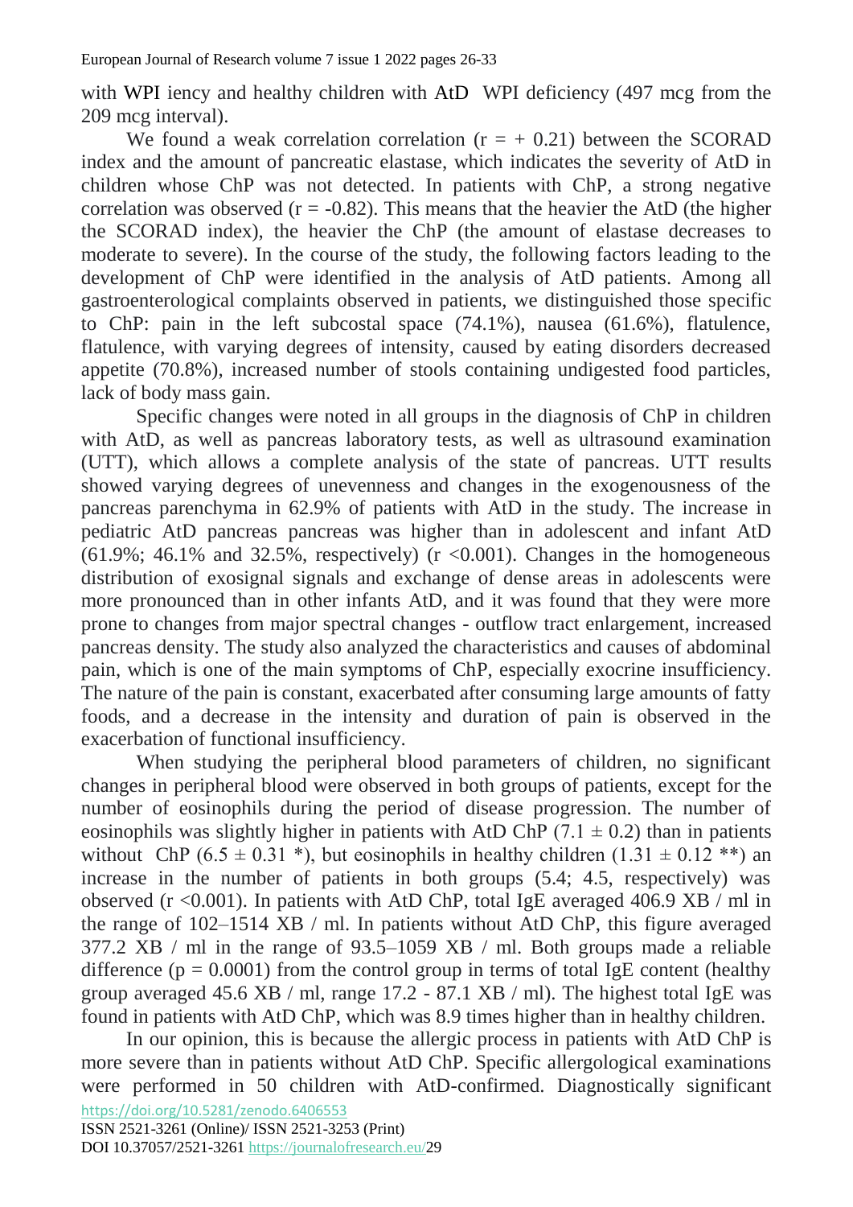with WPI iency and healthy children with AtD WPI deficiency (497 mcg from the 209 mcg interval).

We found a weak correlation correlation ($r = + 0.21$) between the SCORAD index and the amount of pancreatic elastase, which indicates the severity of AtD in children whose ChP was not detected. In patients with ChP, a strong negative correlation was observed ($r = -0.82$). This means that the heavier the AtD (the higher the SCORAD index), the heavier the ChP (the amount of elastase decreases to moderate to severe). In the course of the study, the following factors leading to the development of ChP were identified in the analysis of AtD patients. Among all gastroenterological complaints observed in patients, we distinguished those specific to ChP: pain in the left subcostal space (74.1%), nausea (61.6%), flatulence, flatulence, with varying degrees of intensity, caused by eating disorders decreased appetite (70.8%), increased number of stools containing undigested food particles, lack of body mass gain.

Specific changes were noted in all groups in the diagnosis of ChP in children with AtD, as well as pancreas laboratory tests, as well as ultrasound examination (UTT), which allows a complete analysis of the state of pancreas. UTT results showed varying degrees of unevenness and changes in the exogenousness of the pancreas parenchyma in 62.9% of patients with AtD in the study. The increase in pediatric AtD pancreas pancreas was higher than in adolescent and infant AtD (61.9%; 46.1% and 32.5%, respectively) ($r < 0.001$). Changes in the homogeneous distribution of exosignal signals and exchange of dense areas in adolescents were more pronounced than in other infants AtD, and it was found that they were more prone to changes from major spectral changes - outflow tract enlargement, increased pancreas density. The study also analyzed the characteristics and causes of abdominal pain, which is one of the main symptoms of ChP, especially exocrine insufficiency. The nature of the pain is constant, exacerbated after consuming large amounts of fatty foods, and a decrease in the intensity and duration of pain is observed in the exacerbation of functional insufficiency.

When studying the peripheral blood parameters of children, no significant changes in peripheral blood were observed in both groups of patients, except for the number of eosinophils during the period of disease progression. The number of eosinophils was slightly higher in patients with AtD ChP ($7.1 \pm 0.2$) than in patients without ChP ($6.5 \pm 0.31$ *), but eosinophils in healthy children ($1.31 \pm 0.12$ **) an increase in the number of patients in both groups (5.4; 4.5, respectively) was observed ($r < 0.001$). In patients with AtD ChP, total IgE averaged 406.9 XB / ml in the range of 102–1514 XB / ml. In patients without AtD ChP, this figure averaged 377.2 XB / ml in the range of 93.5–1059 XB / ml. Both groups made a reliable difference ($p = 0.0001$) from the control group in terms of total IgE content (healthy group averaged 45.6 XB / ml, range 17.2 - 87.1 XB / ml). The highest total IgE was found in patients with AtD ChP, which was 8.9 times higher than in healthy children.

In our opinion, this is because the allergic process in patients with AtD ChP is more severe than in patients without AtD ChP. Specific allergological examinations were performed in 50 children with AtD-confirmed. Diagnostically significant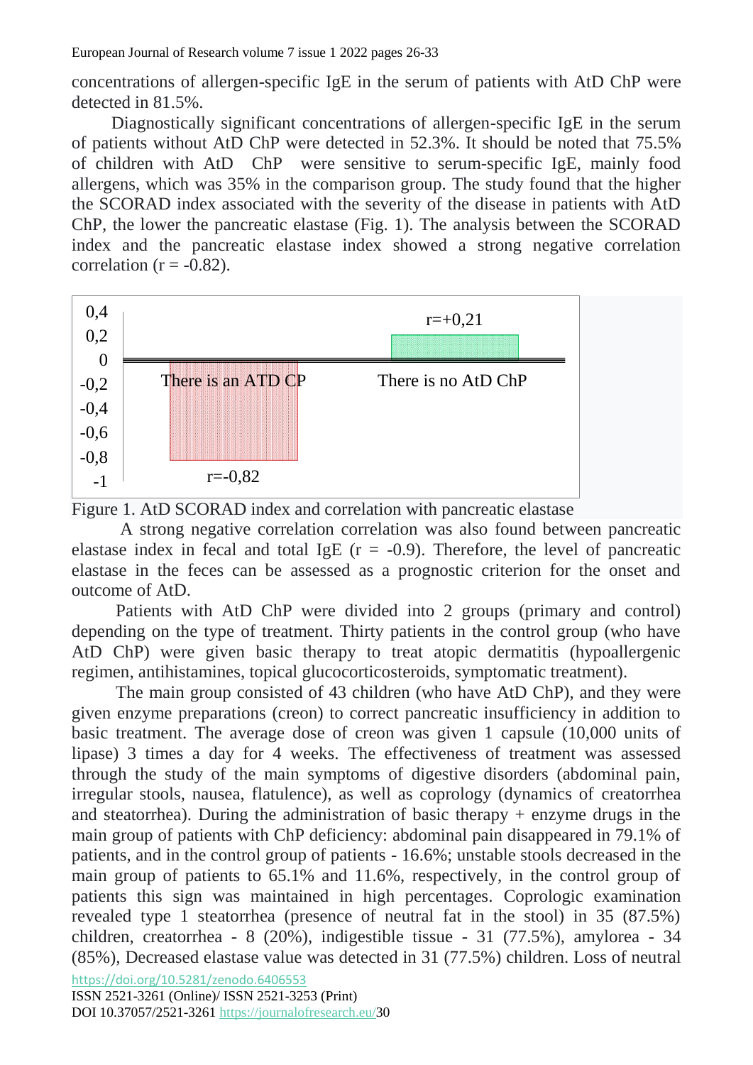concentrations of allergen-specific IgE in the serum of patients with AtD ChP were detected in 81.5%.

Diagnostically significant concentrations of allergen-specific IgE in the serum of patients without AtD ChP were detected in 52.3%. It should be noted that 75.5% of children with AtD ChP were sensitive to serum-specific IgE, mainly food allergens, which was 35% in the comparison group. The study found that the higher the SCORAD index associated with the severity of the disease in patients with AtD ChP, the lower the pancreatic elastase (Fig. 1). The analysis between the SCORAD index and the pancreatic elastase index showed a strong negative correlation correlation ($r = -0.82$).

Figure 1. AtD SCORAD index and correlation with pancreatic elastase

A strong negative correlation correlation was also found between pancreatic elastase index in fecal and total IgE ($r = -0.9$). Therefore, the level of pancreatic elastase in the feces can be assessed as a prognostic criterion for the onset and outcome of AtD.

Patients with AtD ChP were divided into 2 groups (primary and control) depending on the type of treatment. Thirty patients in the control group (who have AtD ChP) were given basic therapy to treat atopic dermatitis (hypoallergenic regimen, antihistamines, topical glucocorticosteroids, symptomatic treatment).

The main group consisted of 43 children (who have AtD ChP), and they were given enzyme preparations (creon) to correct pancreatic insufficiency in addition to basic treatment. The average dose of creon was given 1 capsule (10,000 units of lipase) 3 times a day for 4 weeks. The effectiveness of treatment was assessed through the study of the main symptoms of digestive disorders (abdominal pain, irregular stools, nausea, flatulence), as well as coprology (dynamics of creatorrhea and steatorrhea). During the administration of basic therapy + enzyme drugs in the main group of patients with ChP deficiency: abdominal pain disappeared in 79.1% of patients, and in the control group of patients - 16.6%; unstable stools decreased in the main group of patients to 65.1% and 11.6%, respectively, in the control group of patients this sign was maintained in high percentages. Coprologic examination revealed type 1 steatorrhea (presence of neutral fat in the stool) in 35 (87.5%) children, creatorrhea - 8 (20%), indigestible tissue - 31 (77.5%), amylorea - 34 (85%), Decreased elastase value was detected in 31 (77.5%) children. Loss of neutral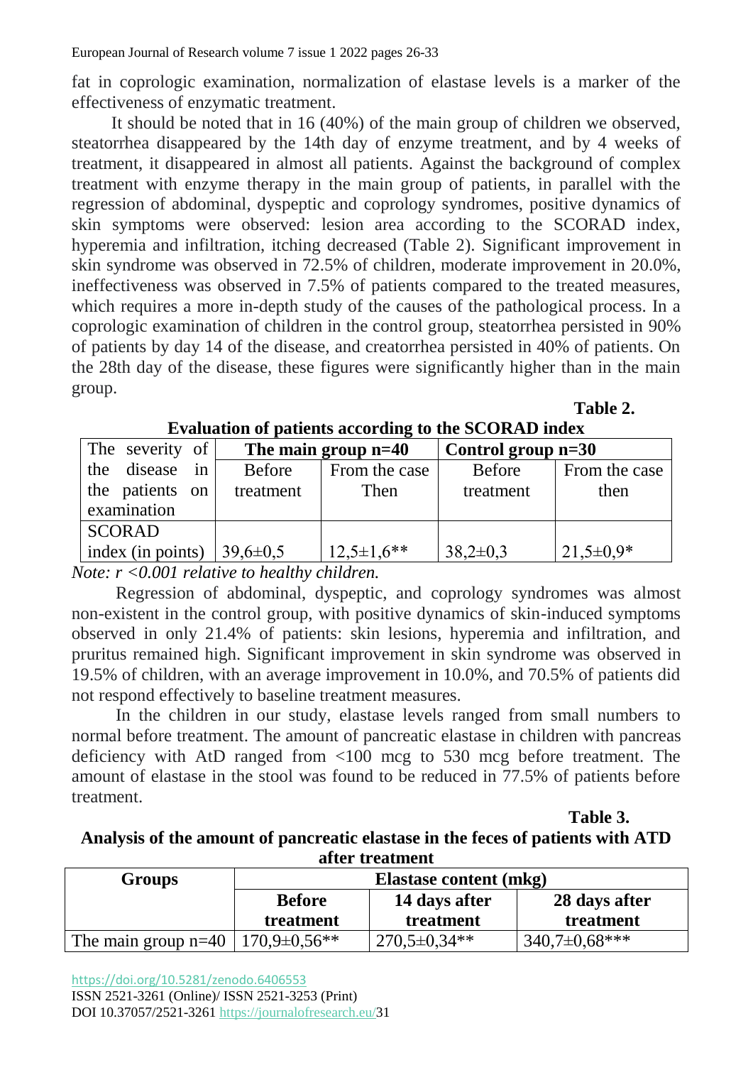fat in coprologic examination, normalization of elastase levels is a marker of the effectiveness of enzymatic treatment.

It should be noted that in 16 (40%) of the main group of children we observed, steatorrhea disappeared by the 14th day of enzyme treatment, and by 4 weeks of treatment, it disappeared in almost all patients. Against the background of complex treatment with enzyme therapy in the main group of patients, in parallel with the regression of abdominal, dyspeptic and coprology syndromes, positive dynamics of skin symptoms were observed: lesion area according to the SCORAD index, hyperemia and infiltration, itching decreased (Table 2). Significant improvement in skin syndrome was observed in 72.5% of children, moderate improvement in 20.0%, ineffectiveness was observed in 7.5% of patients compared to the treated measures, which requires a more in-depth study of the causes of the pathological process. In a coprologic examination of children in the control group, steatorrhea persisted in 90% of patients by day 14 of the disease, and creatorrhea persisted in 40% of patients. On the 28th day of the disease, these figures were significantly higher than in the main group.

**Table 2.**

**Evaluation of patients according to the SCORAD index**

| The severity of the disease in the patients on examination | **The main group n=40** | | **Control group n=30** | |
|---|---|---|---|---|
| | Before treatment | From the case Then | Before treatment | From the case then |
| SCORAD index (in points) | 39,6±0,5 | 12,5±1,6** | 38,2±0,3 | 21,5±0,9* |

*Note: r <0.001 relative to healthy children.*

Regression of abdominal, dyspeptic, and coprology syndromes was almost non-existent in the control group, with positive dynamics of skin-induced symptoms observed in only 21.4% of patients: skin lesions, hyperemia and infiltration, and pruritus remained high. Significant improvement in skin syndrome was observed in 19.5% of children, with an average improvement in 10.0%, and 70.5% of patients did not respond effectively to baseline treatment measures.

In the children in our study, elastase levels ranged from small numbers to normal before treatment. The amount of pancreatic elastase in children with pancreas deficiency with AtD ranged from <100 mcg to 530 mcg before treatment. The amount of elastase in the stool was found to be reduced in 77.5% of patients before treatment.

**Table 3.**

**Analysis of the amount of pancreatic elastase in the feces of patients with ATD after treatment**

| **Groups** | **Elastase content (mkg)** | | |
|---|---|---|---|
| | **Before treatment** | **14 days after treatment** | **28 days after treatment** |
| The main group n=40 | 170,9±0,56** | 270,5±0,34** | 340,7±0,68*** |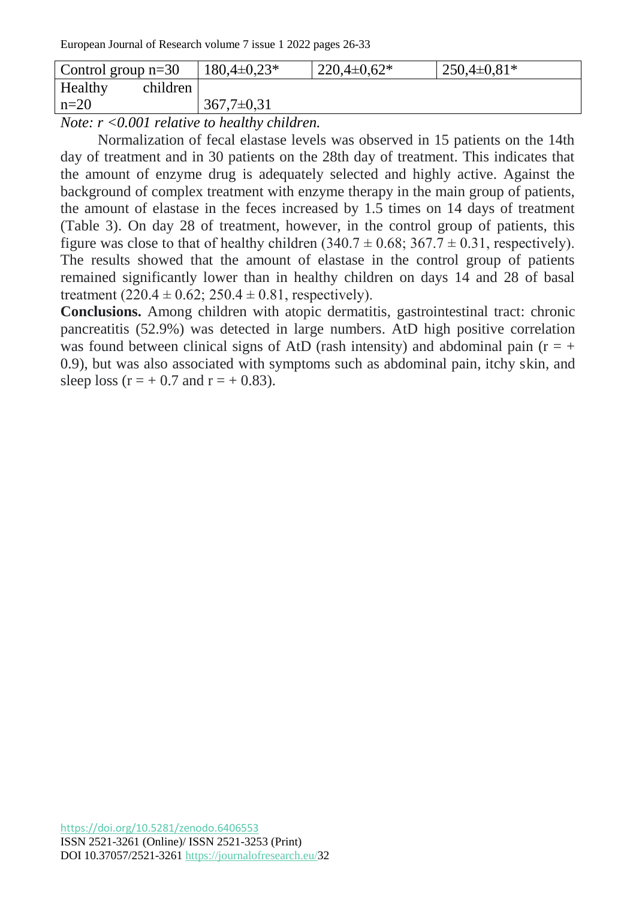| Control group n=30 | 180,4±0,23* | 220,4±0,62* | 250,4±0,81* |
|---|---|---|---|
| Healthy children n=20 | 367,7±0,31 | | |

*Note: r <0.001 relative to healthy children.*

Normalization of fecal elastase levels was observed in 15 patients on the 14th day of treatment and in 30 patients on the 28th day of treatment. This indicates that the amount of enzyme drug is adequately selected and highly active. Against the background of complex treatment with enzyme therapy in the main group of patients, the amount of elastase in the feces increased by 1.5 times on 14 days of treatment (Table 3). On day 28 of treatment, however, in the control group of patients, this figure was close to that of healthy children (340.7 ± 0.68; 367.7 ± 0.31, respectively). The results showed that the amount of elastase in the control group of patients remained significantly lower than in healthy children on days 14 and 28 of basal treatment (220.4 ± 0.62; 250.4 ± 0.81, respectively).

**Conclusions.** Among children with atopic dermatitis, gastrointestinal tract: chronic pancreatitis (52.9%) was detected in large numbers. AtD high positive correlation was found between clinical signs of AtD (rash intensity) and abdominal pain ($r = +0.9$), but was also associated with symptoms such as abdominal pain, itchy skin, and sleep loss ($r = +0.7$ and $r = +0.83$).

https://doi.org/10.5281/zenodo.6406553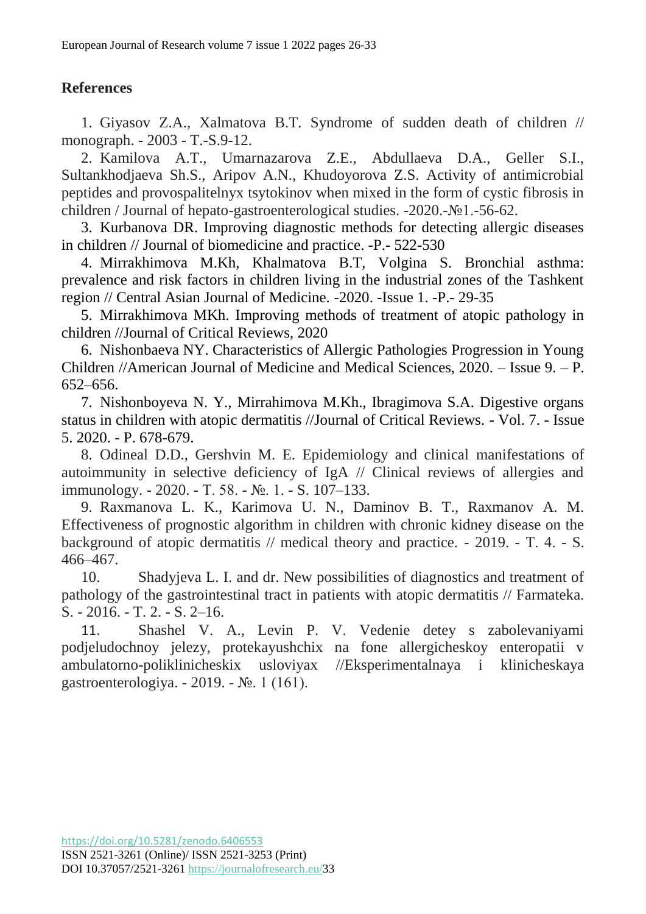## References

1. Giyasov Z.A., Xalmatova B.T. Syndrome of sudden death of children // monograph. - 2003 - T.-S.9-12.
2. Kamilova A.T., Umarnazarova Z.E., Abdullaeva D.A., Geller S.I., Sultankhodjaeva Sh.S., Aripov A.N., Khudoyorova Z.S. Activity of antimicrobial peptides and provospalitelnyx tsytokinov when mixed in the form of cystic fibrosis in children / Journal of hepato-gastroenterological studies. -2020.-№1.-56-62.
3. Kurbanova DR. Improving diagnostic methods for detecting allergic diseases in children // Journal of biomedicine and practice. -P.- 522-530
4. Mirrakhimova M.Kh, Khalmatova B.T, Volgina S. Bronchial asthma: prevalence and risk factors in children living in the industrial zones of the Tashkent region // Central Asian Journal of Medicine. -2020. -Issue 1. -P.- 29-35
5. Mirrakhimova MKh. Improving methods of treatment of atopic pathology in children //Journal of Critical Reviews, 2020
6. Nishonbaeva NY. Characteristics of Allergic Pathologies Progression in Young Children //American Journal of Medicine and Medical Sciences, 2020. – Issue 9. – P. 652–656.
7. Nishonboyeva N. Y., Mirrahimova M.Kh., Ibragimova S.A. Digestive organs status in children with atopic dermatitis //Journal of Critical Reviews. - Vol. 7. - Issue 5. 2020. - P. 678-679.
8. Odineal D.D., Gershvin M. E. Epidemiology and clinical manifestations of autoimmunity in selective deficiency of IgA // Clinical reviews of allergies and immunology. - 2020. - T. 58. - №. 1. - S. 107–133.
9. Raxmanova L. K., Karimova U. N., Daminov B. T., Raxmanov A. M. Effectiveness of prognostic algorithm in children with chronic kidney disease on the background of atopic dermatitis // medical theory and practice. - 2019. - T. 4. - S. 466–467.
10. Shadyjeva L. I. and dr. New possibilities of diagnostics and treatment of pathology of the gastrointestinal tract in patients with atopic dermatitis // Farmateka. S. - 2016. - T. 2. - S. 2–16.
11. Shashel V. A., Levin P. V. Vedenie detey s zabolevaniyami podjeludochnoy jelezy, protekayushchix na fone allergicheskoy enteropatii v ambulatorno-poliklinicheskix usloviyax //Eksperimentalnaya i klinicheskaya gastroenterologiya. - 2019. - №. 1 (161).